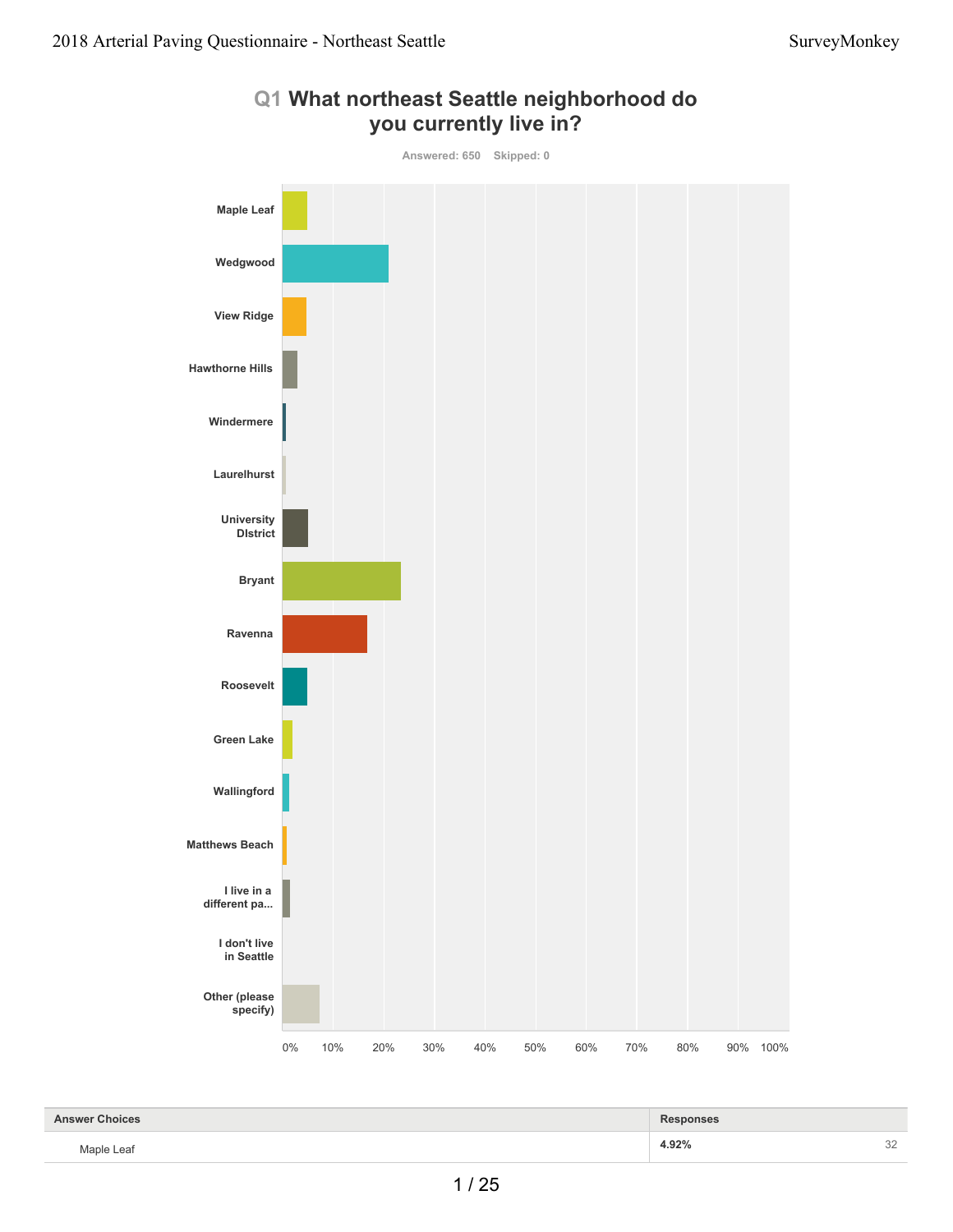## Q1 What northeast Seattle neighborhood do you currently live in?

Answered: 650 Skipped: 0

| Answer Choices | Responses | |
|---|---|---|
| Maple Leaf | 4.92% | 32 |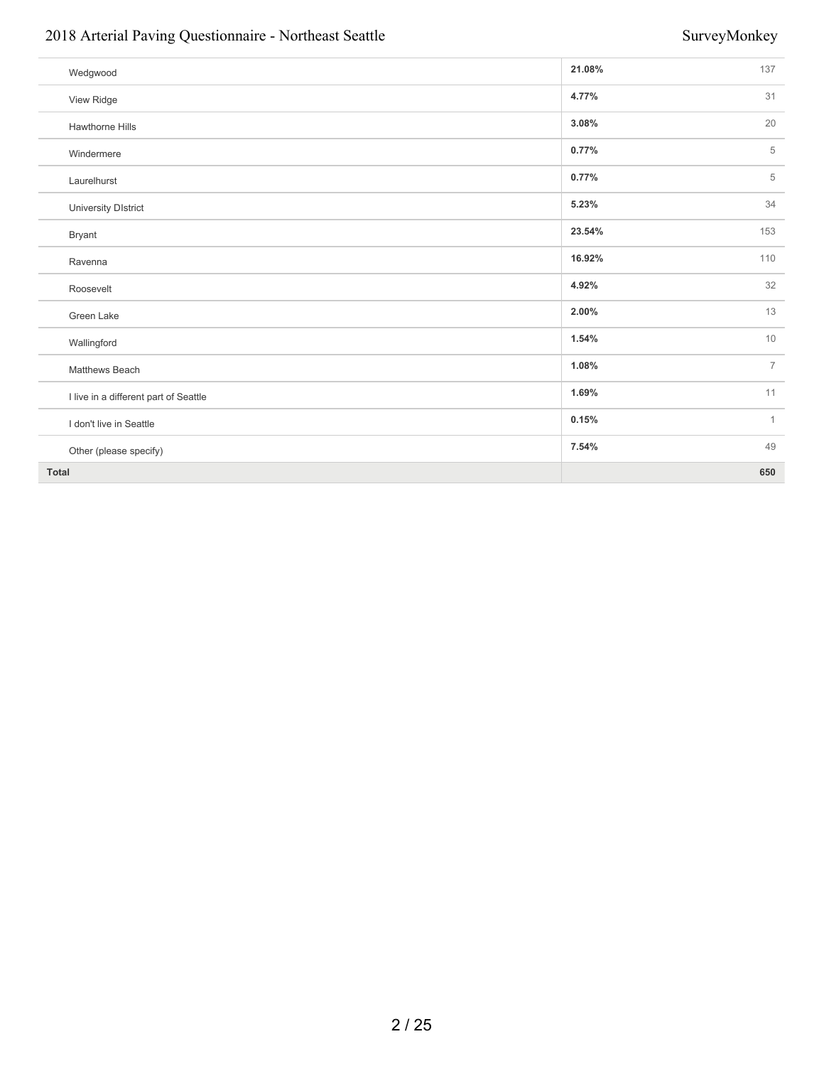| | | |
|---|---|---|
| Wedgwood | 21.08% | 137 |
| View Ridge | 4.77% | 31 |
| Hawthorne Hills | 3.08% | 20 |
| Windermere | 0.77% | 5 |
| Laurelhurst | 0.77% | 5 |
| University DIstrict | 5.23% | 34 |
| Bryant | 23.54% | 153 |
| Ravenna | 16.92% | 110 |
| Roosevelt | 4.92% | 32 |
| Green Lake | 2.00% | 13 |
| Wallingford | 1.54% | 10 |
| Matthews Beach | 1.08% | 7 |
| I live in a different part of Seattle | 1.69% | 11 |
| I don't live in Seattle | 0.15% | 1 |
| Other (please specify) | 7.54% | 49 |
| **Total** | | **650** |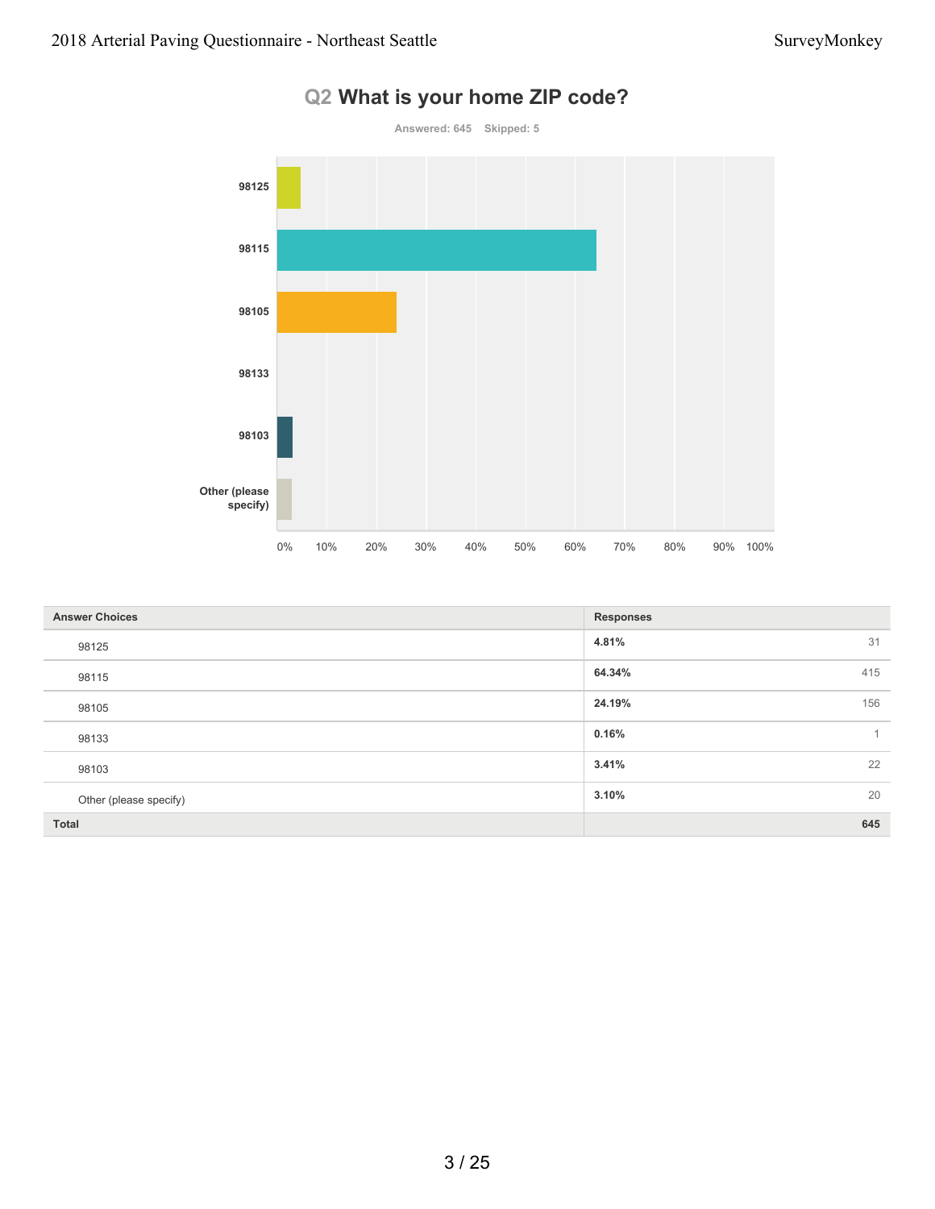## Q2 What is your home ZIP code?

Answered: 645 Skipped: 5

| Answer Choices | Responses | |
|---|---|---|
| 98125 | 4.81% | 31 |
| 98115 | 64.34% | 415 |
| 98105 | 24.19% | 156 |
| 98133 | 0.16% | 1 |
| 98103 | 3.41% | 22 |
| Other (please specify) | 3.10% | 20 |
| **Total** | | **645** |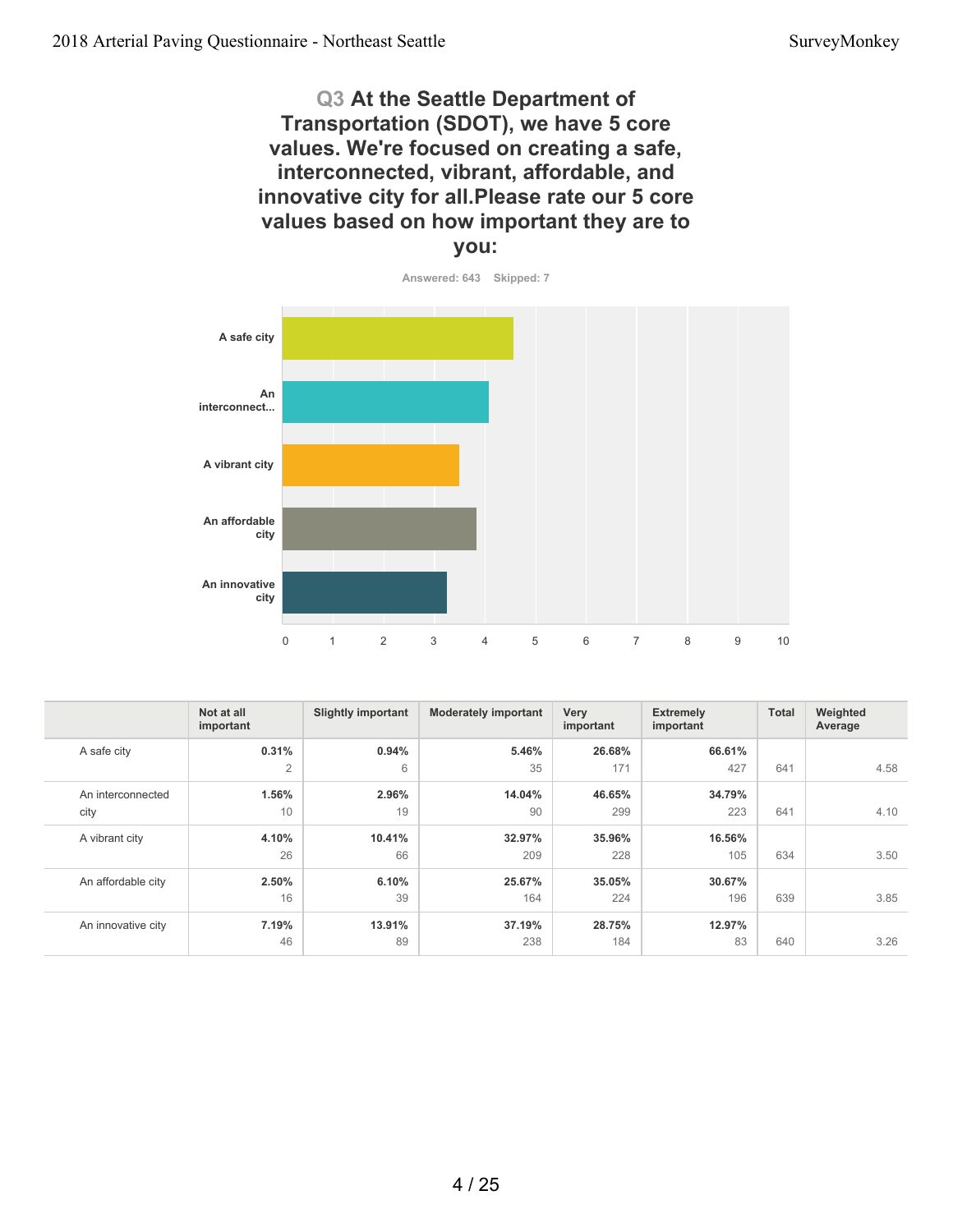## Q3 At the Seattle Department of Transportation (SDOT), we have 5 core values. We're focused on creating a safe, interconnected, vibrant, affordable, and innovative city for all.Please rate our 5 core values based on how important they are to you:

Answered: 643 Skipped: 7

| | Not at all important | Slightly important | Moderately important | Very important | Extremely important | Total | Weighted Average |
|---|---|---|---|---|---|---|---|
| A safe city | 0.31%<br>2 | 0.94%<br>6 | 5.46%<br>35 | 26.68%<br>171 | 66.61%<br>427 | 641 | 4.58 |
| An interconnected city | 1.56%<br>10 | 2.96%<br>19 | 14.04%<br>90 | 46.65%<br>299 | 34.79%<br>223 | 641 | 4.10 |
| A vibrant city | 4.10%<br>26 | 10.41%<br>66 | 32.97%<br>209 | 35.96%<br>228 | 16.56%<br>105 | 634 | 3.50 |
| An affordable city | 2.50%<br>16 | 6.10%<br>39 | 25.67%<br>164 | 35.05%<br>224 | 30.67%<br>196 | 639 | 3.85 |
| An innovative city | 7.19%<br>46 | 13.91%<br>89 | 37.19%<br>238 | 28.75%<br>184 | 12.97%<br>83 | 640 | 3.26 |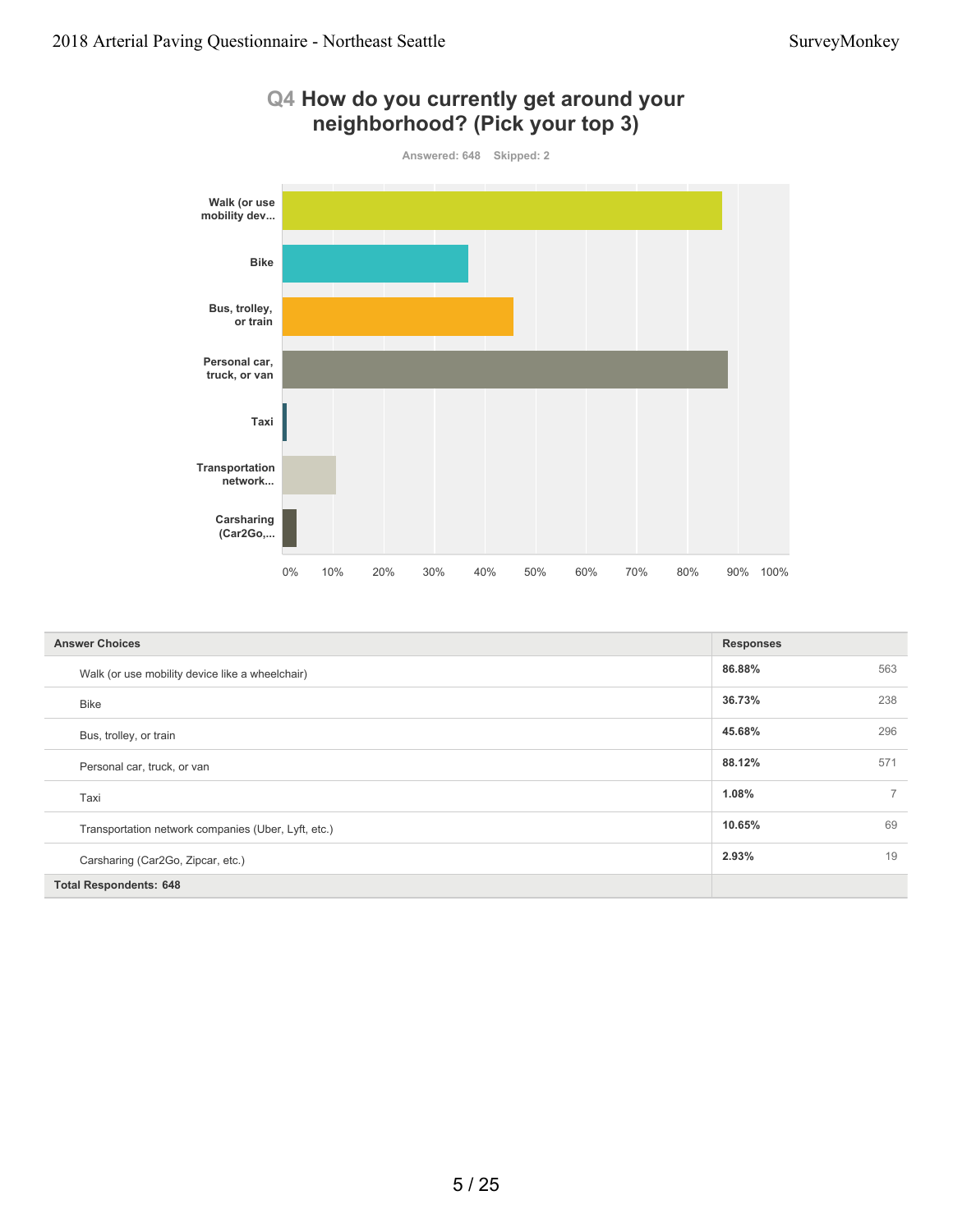## Q4 How do you currently get around your neighborhood? (Pick your top 3)

Answered: 648 Skipped: 2

| Answer Choices | Responses | |
|---|---|---|
| Walk (or use mobility device like a wheelchair) | 86.88% | 563 |
| Bike | 36.73% | 238 |
| Bus, trolley, or train | 45.68% | 296 |
| Personal car, truck, or van | 88.12% | 571 |
| Taxi | 1.08% | 7 |
| Transportation network companies (Uber, Lyft, etc.) | 10.65% | 69 |
| Carsharing (Car2Go, Zipcar, etc.) | 2.93% | 19 |
| **Total Respondents: 648** | | |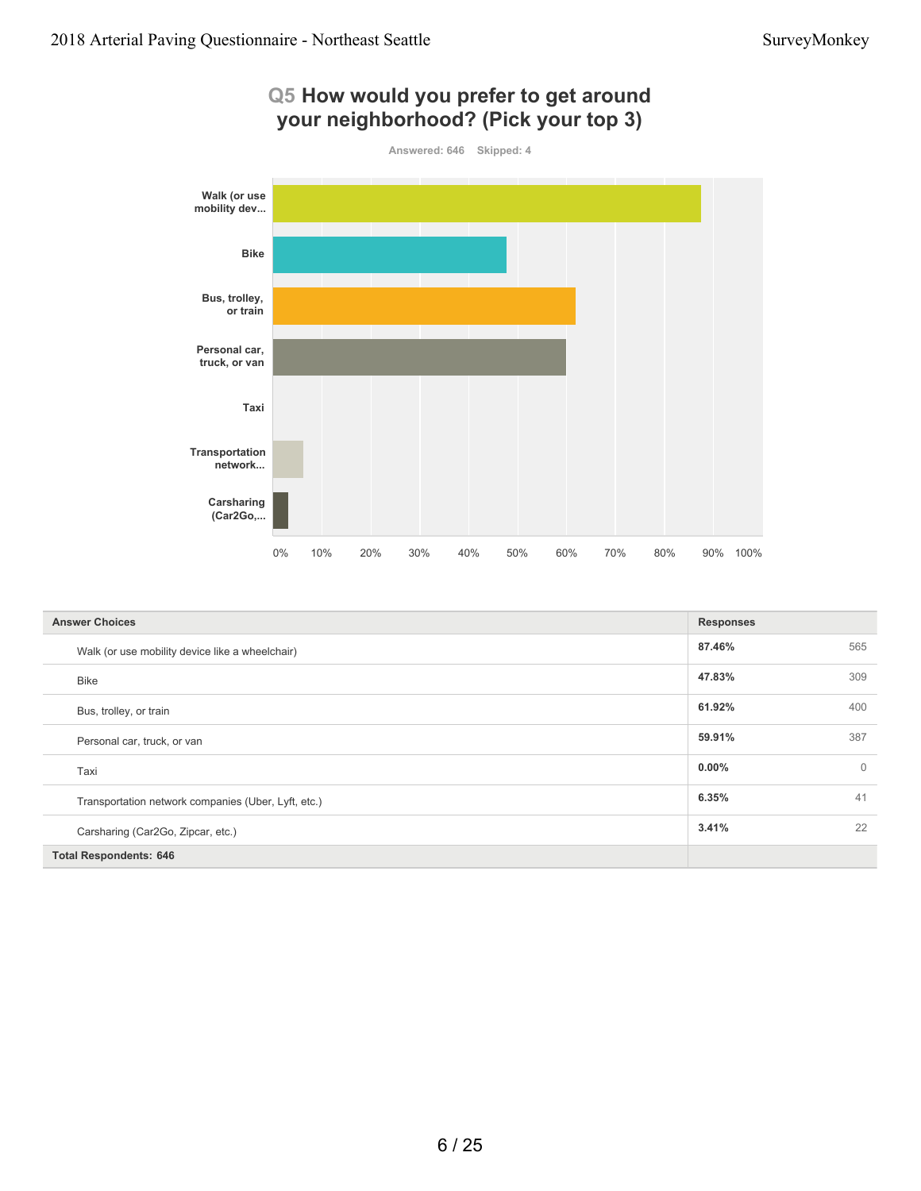## Q5 How would you prefer to get around your neighborhood? (Pick your top 3)

Answered: 646 Skipped: 4

| Answer Choices | Responses | |
|---|---|---|
| Walk (or use mobility device like a wheelchair) | 87.46% | 565 |
| Bike | 47.83% | 309 |
| Bus, trolley, or train | 61.92% | 400 |
| Personal car, truck, or van | 59.91% | 387 |
| Taxi | 0.00% | 0 |
| Transportation network companies (Uber, Lyft, etc.) | 6.35% | 41 |
| Carsharing (Car2Go, Zipcar, etc.) | 3.41% | 22 |
| **Total Respondents: 646** | | |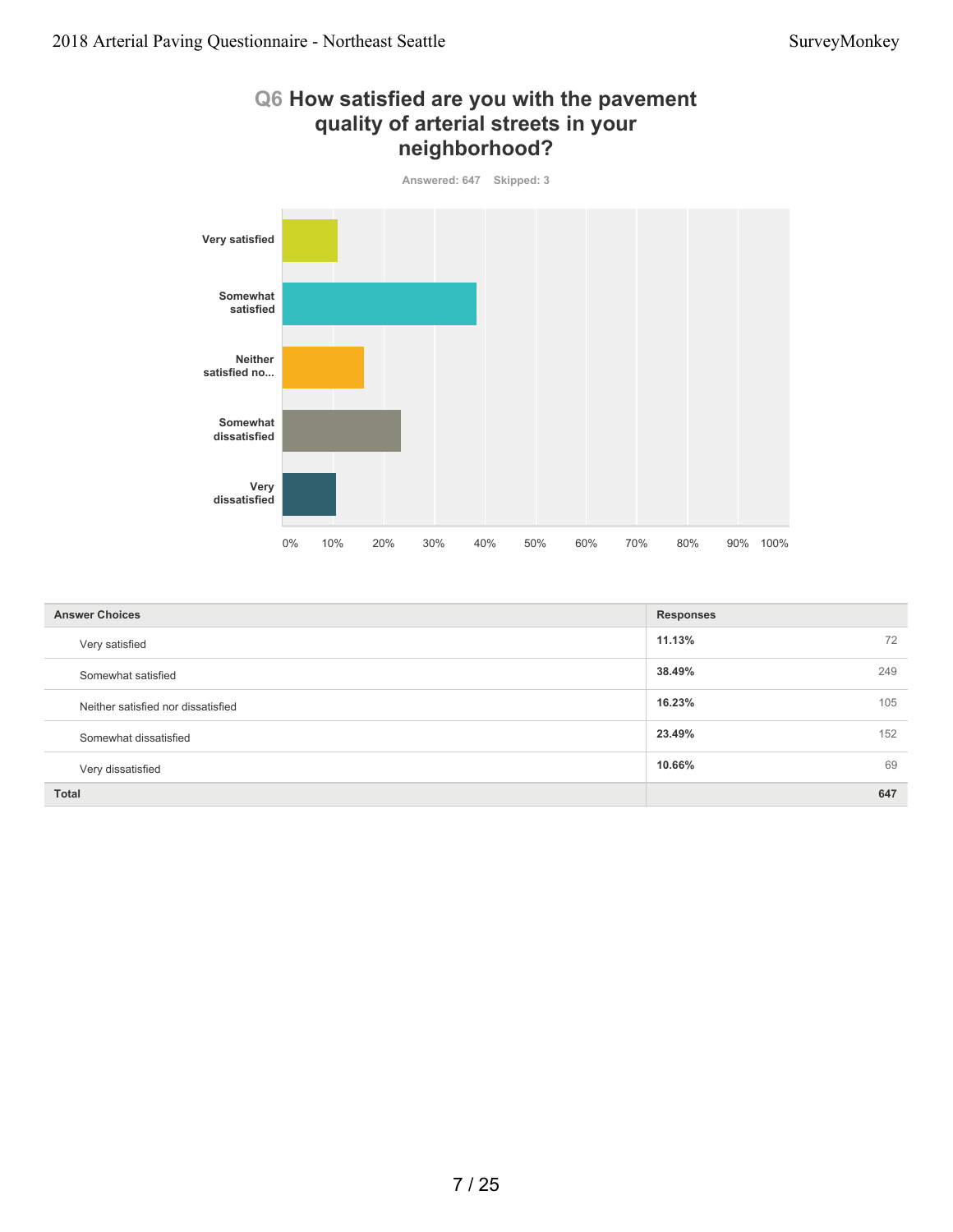## Q6 How satisfied are you with the pavement quality of arterial streets in your neighborhood?

Answered: 647 Skipped: 3

| Answer Choices | Responses | |
|---|---|---|
| Very satisfied | 11.13% | 72 |
| Somewhat satisfied | 38.49% | 249 |
| Neither satisfied nor dissatisfied | 16.23% | 105 |
| Somewhat dissatisfied | 23.49% | 152 |
| Very dissatisfied | 10.66% | 69 |
| **Total** | | **647** |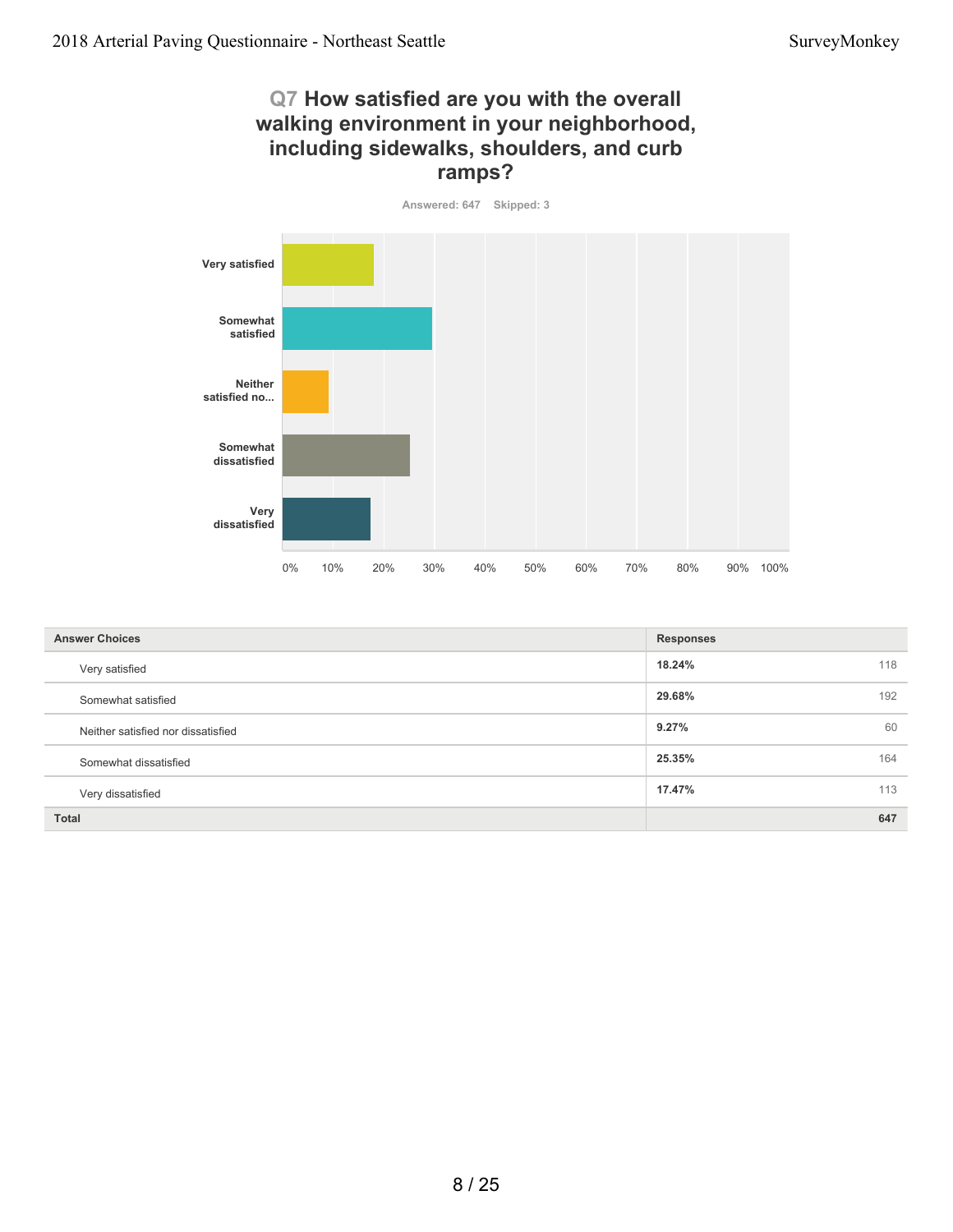## Q7 How satisfied are you with the overall walking environment in your neighborhood, including sidewalks, shoulders, and curb ramps?

Answered: 647 Skipped: 3

| Answer Choices | Responses | |
|---|---|---|
| Very satisfied | 18.24% | 118 |
| Somewhat satisfied | 29.68% | 192 |
| Neither satisfied nor dissatisfied | 9.27% | 60 |
| Somewhat dissatisfied | 25.35% | 164 |
| Very dissatisfied | 17.47% | 113 |
| **Total** | | **647** |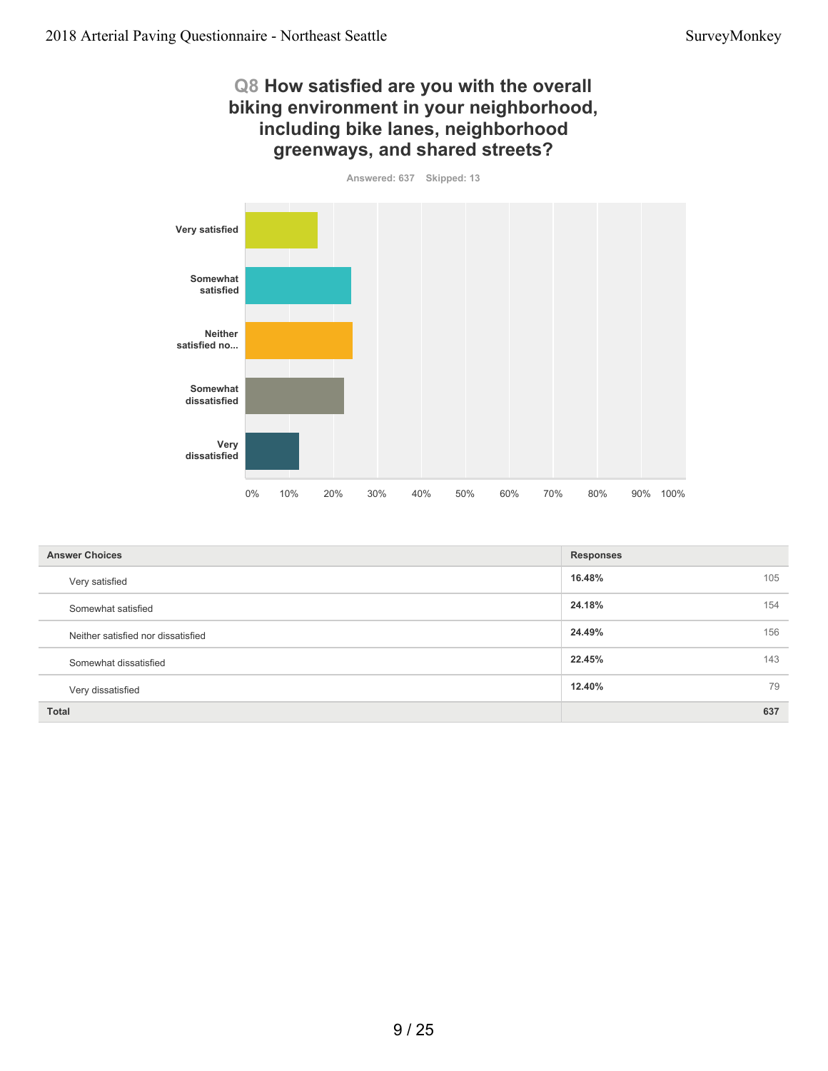## Q8 How satisfied are you with the overall biking environment in your neighborhood, including bike lanes, neighborhood greenways, and shared streets?

Answered: 637 Skipped: 13

| Answer Choices | Responses | |
|---|---|---|
| Very satisfied | **16.48%** | 105 |
| Somewhat satisfied | **24.18%** | 154 |
| Neither satisfied nor dissatisfied | **24.49%** | 156 |
| Somewhat dissatisfied | **22.45%** | 143 |
| Very dissatisfied | **12.40%** | 79 |
| **Total** | | **637** |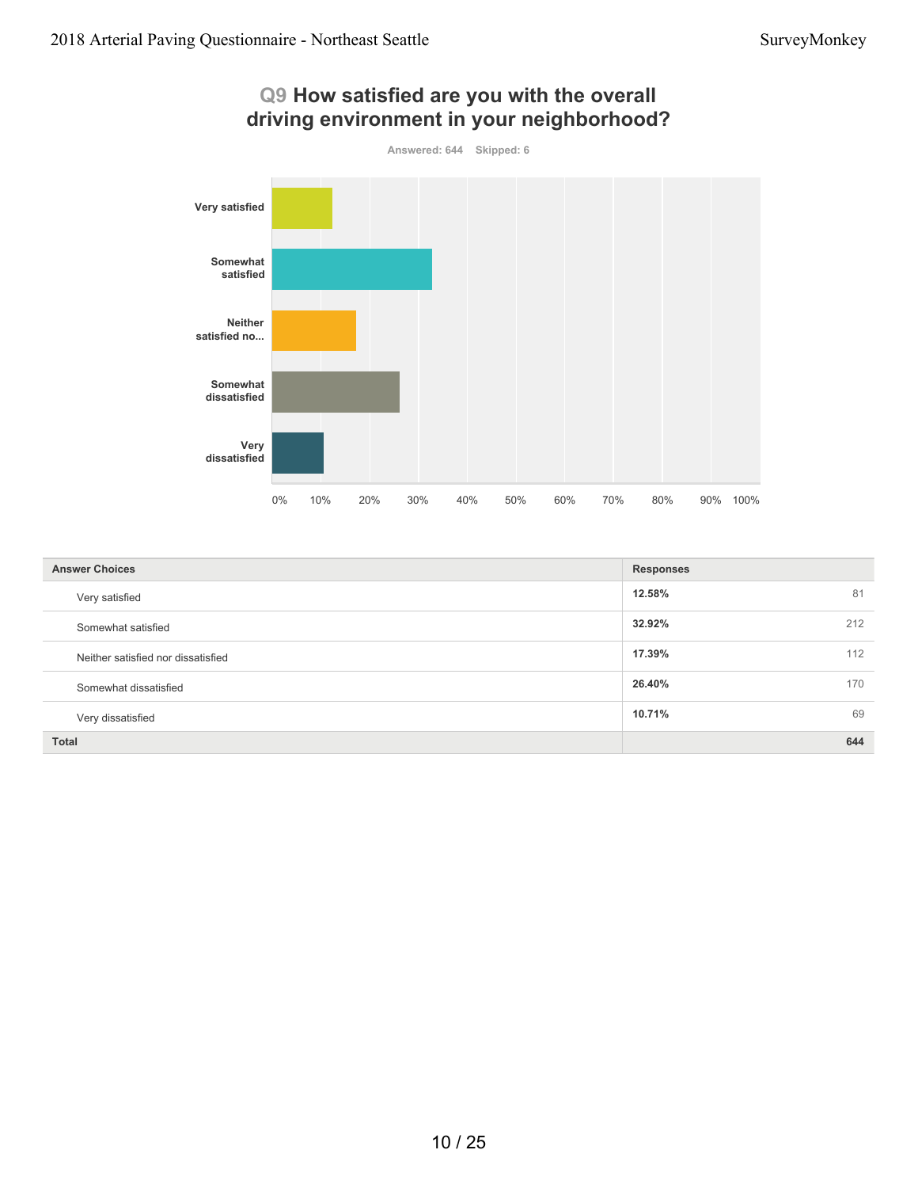## Q9 How satisfied are you with the overall driving environment in your neighborhood?

Answered: 644 Skipped: 6

| Answer Choices | Responses | |
|---|---|---|
| Very satisfied | 12.58% | 81 |
| Somewhat satisfied | 32.92% | 212 |
| Neither satisfied nor dissatisfied | 17.39% | 112 |
| Somewhat dissatisfied | 26.40% | 170 |
| Very dissatisfied | 10.71% | 69 |
| **Total** | | **644** |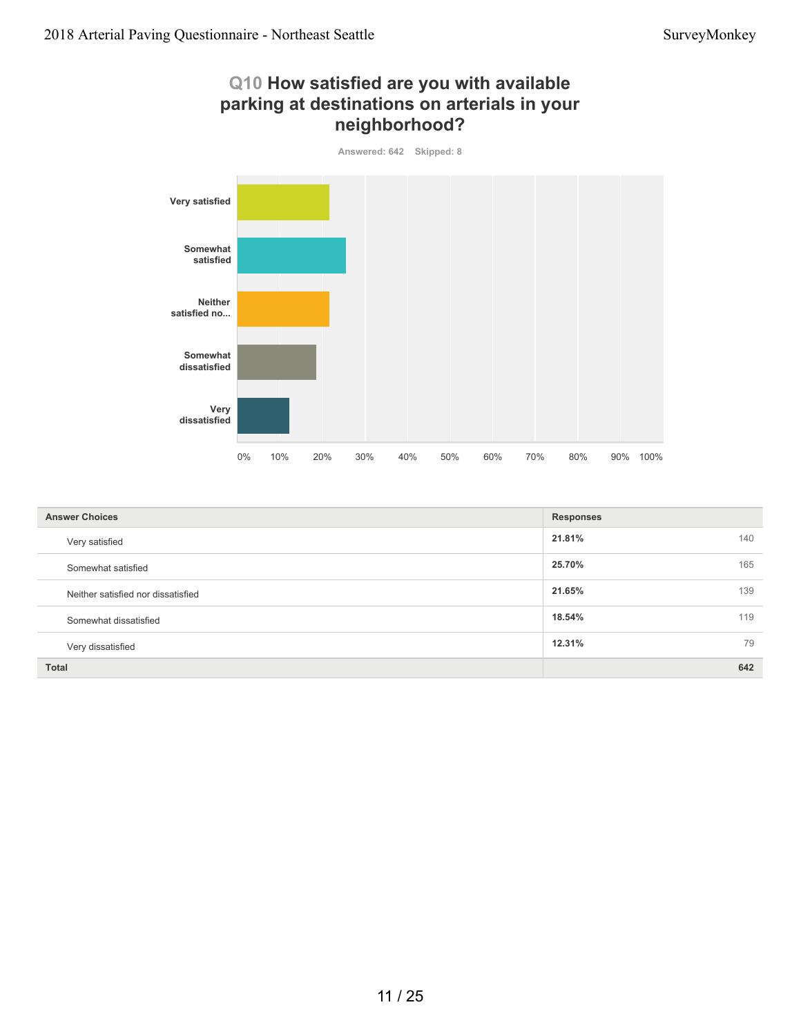## Q10 How satisfied are you with available parking at destinations on arterials in your neighborhood?

Answered: 642 Skipped: 8

| Answer Choices | Responses | |
|---|---|---|
| Very satisfied | 21.81% | 140 |
| Somewhat satisfied | 25.70% | 165 |
| Neither satisfied nor dissatisfied | 21.65% | 139 |
| Somewhat dissatisfied | 18.54% | 119 |
| Very dissatisfied | 12.31% | 79 |
| **Total** | | **642** |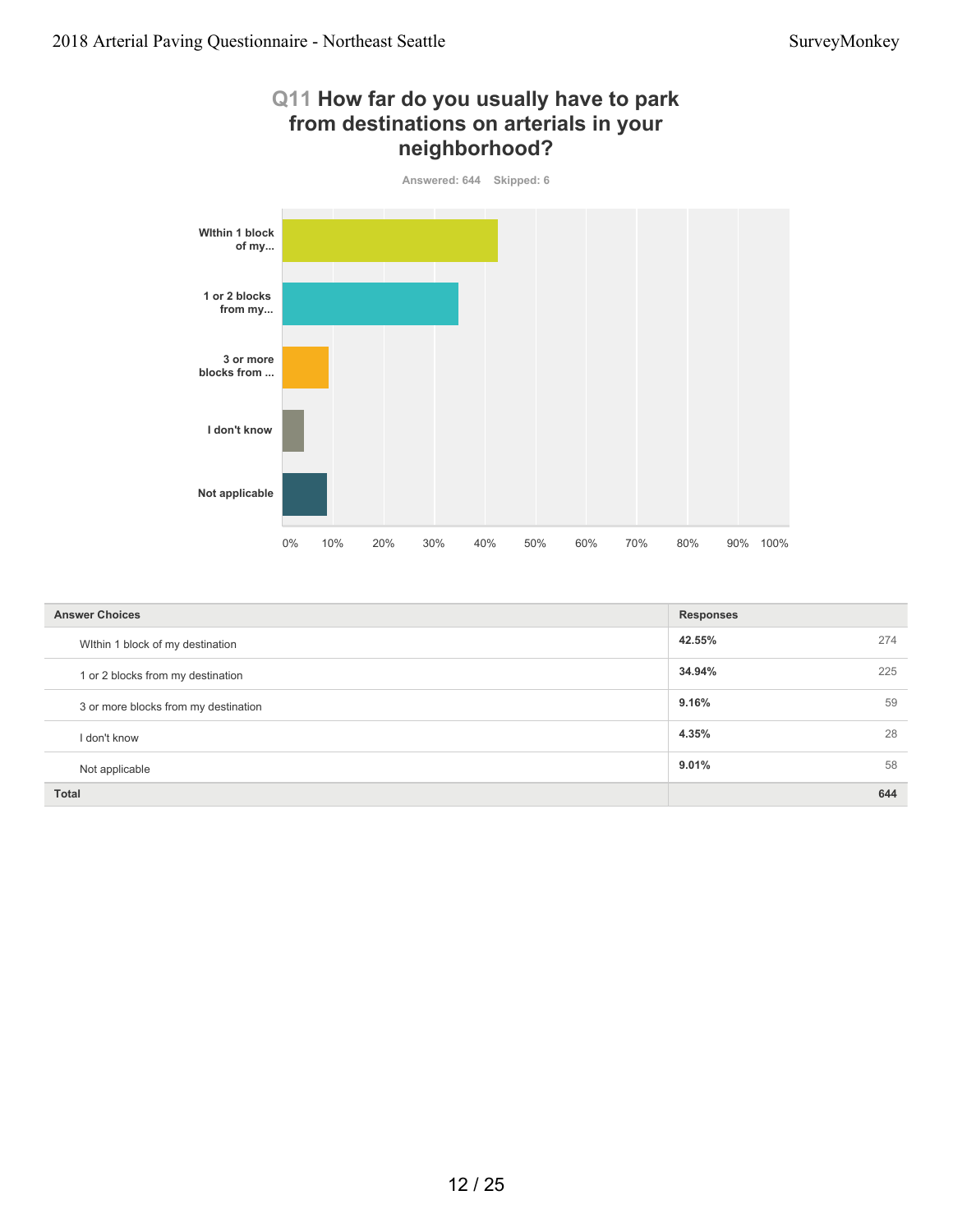## Q11 How far do you usually have to park from destinations on arterials in your neighborhood?

Answered: 644 Skipped: 6

| Answer Choices | Responses | |
|---|---|---|
| WIthin 1 block of my destination | 42.55% | 274 |
| 1 or 2 blocks from my destination | 34.94% | 225 |
| 3 or more blocks from my destination | 9.16% | 59 |
| I don't know | 4.35% | 28 |
| Not applicable | 9.01% | 58 |
| **Total** | | **644** |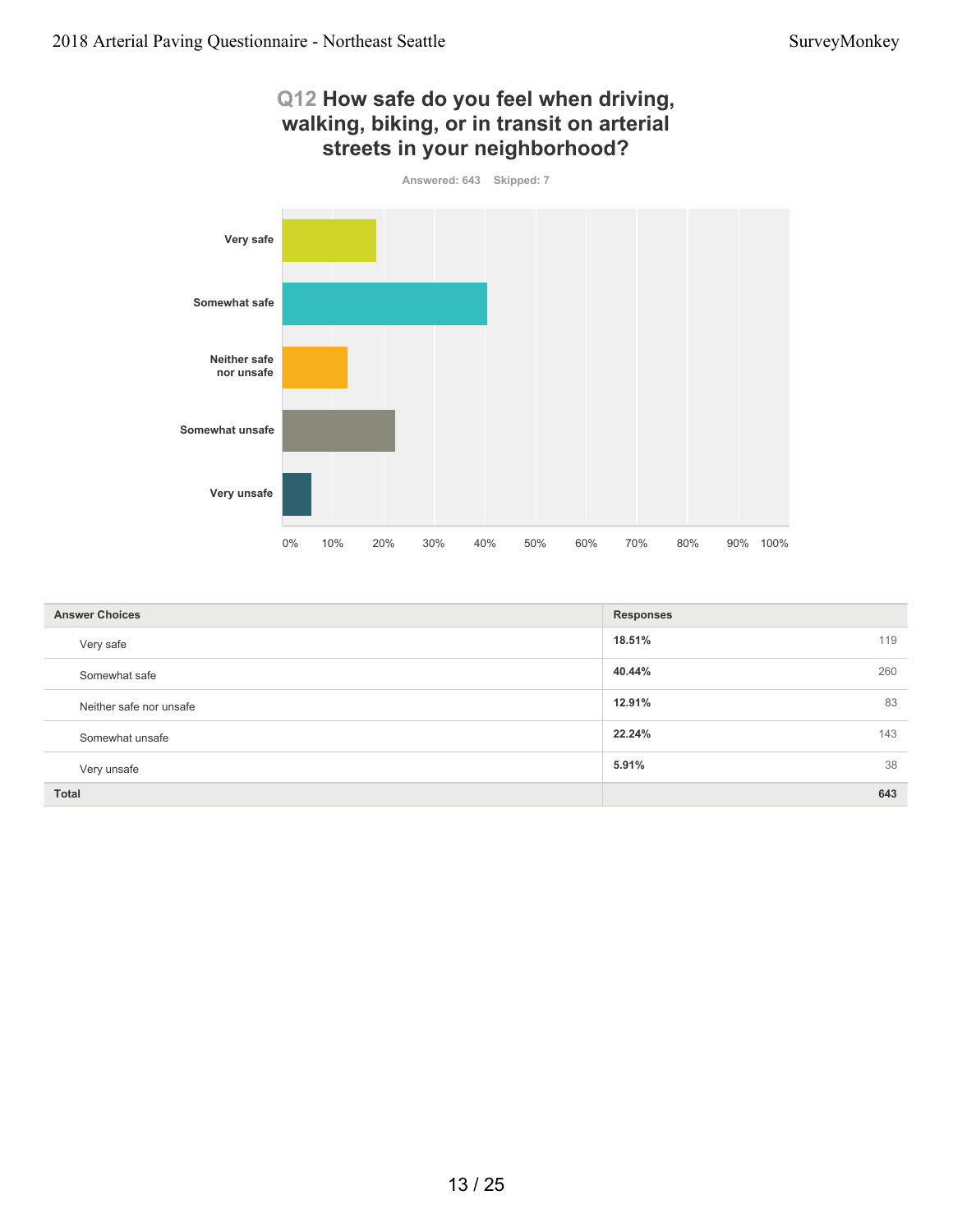## Q12 How safe do you feel when driving, walking, biking, or in transit on arterial streets in your neighborhood?

Answered: 643 Skipped: 7

| Answer Choices | Responses | |
|---|---|---|
| Very safe | 18.51% | 119 |
| Somewhat safe | 40.44% | 260 |
| Neither safe nor unsafe | 12.91% | 83 |
| Somewhat unsafe | 22.24% | 143 |
| Very unsafe | 5.91% | 38 |
| Total | | 643 |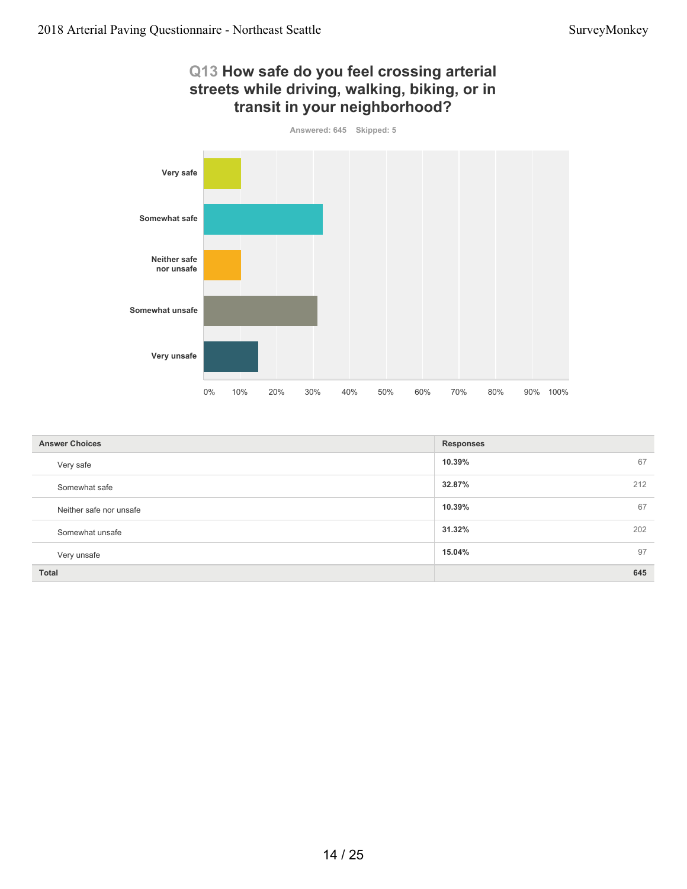## Q13 How safe do you feel crossing arterial streets while driving, walking, biking, or in transit in your neighborhood?

Answered: 645 Skipped: 5

| Answer Choices | Responses | |
|---|---|---|
| Very safe | 10.39% | 67 |
| Somewhat safe | 32.87% | 212 |
| Neither safe nor unsafe | 10.39% | 67 |
| Somewhat unsafe | 31.32% | 202 |
| Very unsafe | 15.04% | 97 |
| **Total** | | **645** |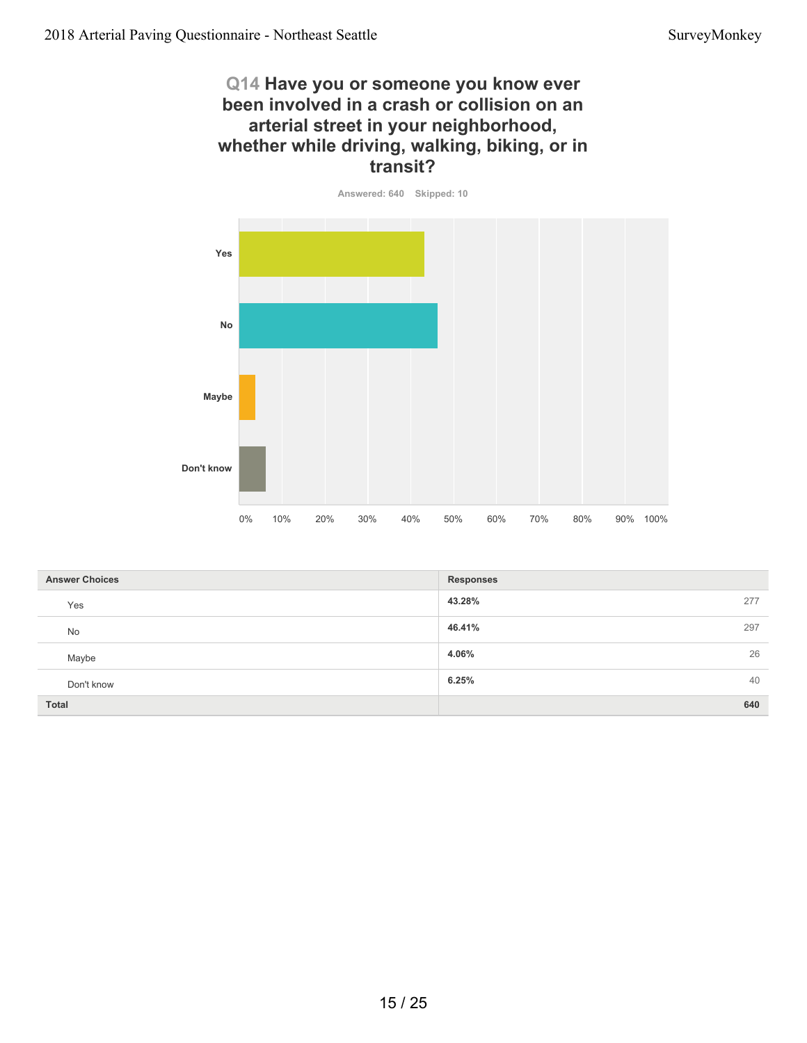## Q14 Have you or someone you know ever been involved in a crash or collision on an arterial street in your neighborhood, whether while driving, walking, biking, or in transit?

Answered: 640 Skipped: 10

| Answer Choices | Responses | |
|---|---|---|
| Yes | 43.28% | 277 |
| No | 46.41% | 297 |
| Maybe | 4.06% | 26 |
| Don't know | 6.25% | 40 |
| **Total** | | **640** |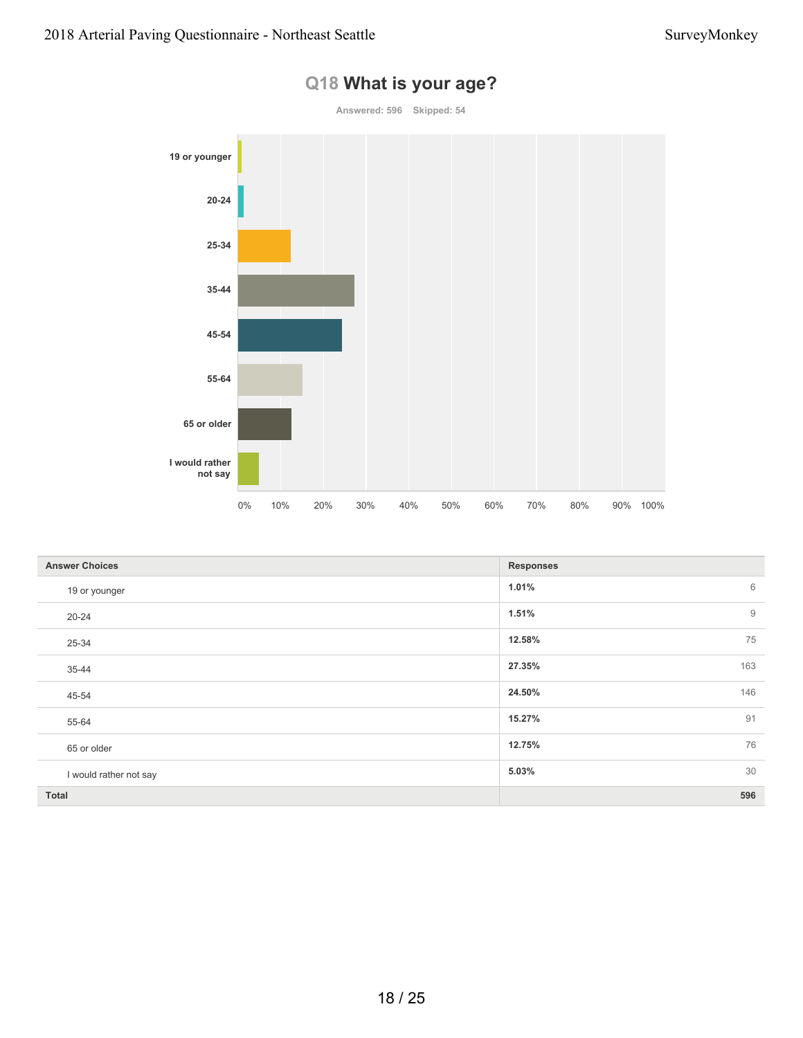## Q18 What is your age?

Answered: 596 Skipped: 54

| Answer Choices | Responses | |
|---|---|---|
| 19 or younger | 1.01% | 6 |
| 20-24 | 1.51% | 9 |
| 25-34 | 12.58% | 75 |
| 35-44 | 27.35% | 163 |
| 45-54 | 24.50% | 146 |
| 55-64 | 15.27% | 91 |
| 65 or older | 12.75% | 76 |
| I would rather not say | 5.03% | 30 |
| **Total** | | **596** |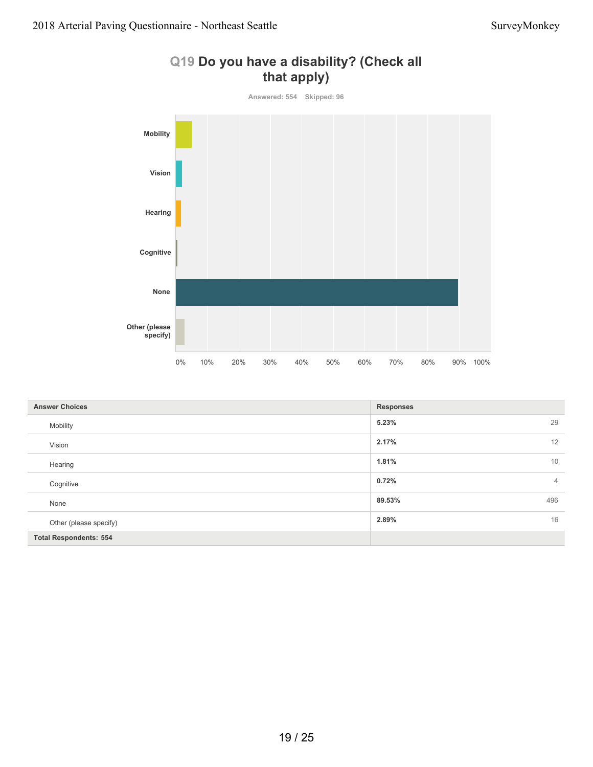## Q19 Do you have a disability? (Check all that apply)

Answered: 554 Skipped: 96

| Answer Choices | Responses | |
|---|---|---|
| Mobility | 5.23% | 29 |
| Vision | 2.17% | 12 |
| Hearing | 1.81% | 10 |
| Cognitive | 0.72% | 4 |
| None | 89.53% | 496 |
| Other (please specify) | 2.89% | 16 |
| **Total Respondents: 554** | | |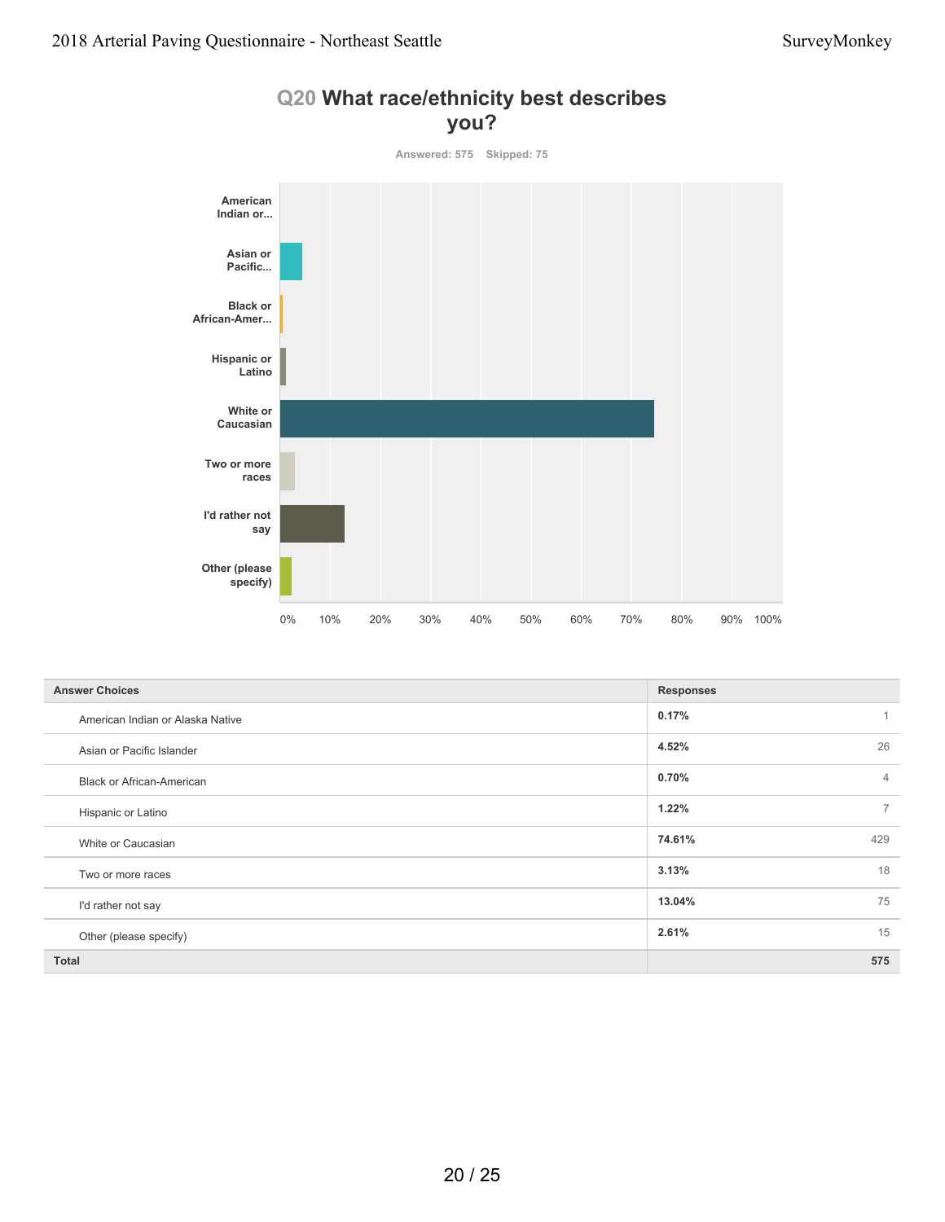## Q20 What race/ethnicity best describes you?

Answered: 575 Skipped: 75

| Answer Choices | Responses | |
|---|---|---|
| American Indian or Alaska Native | 0.17% | 1 |
| Asian or Pacific Islander | 4.52% | 26 |
| Black or African-American | 0.70% | 4 |
| Hispanic or Latino | 1.22% | 7 |
| White or Caucasian | 74.61% | 429 |
| Two or more races | 3.13% | 18 |
| I'd rather not say | 13.04% | 75 |
| Other (please specify) | 2.61% | 15 |
| **Total** | | **575** |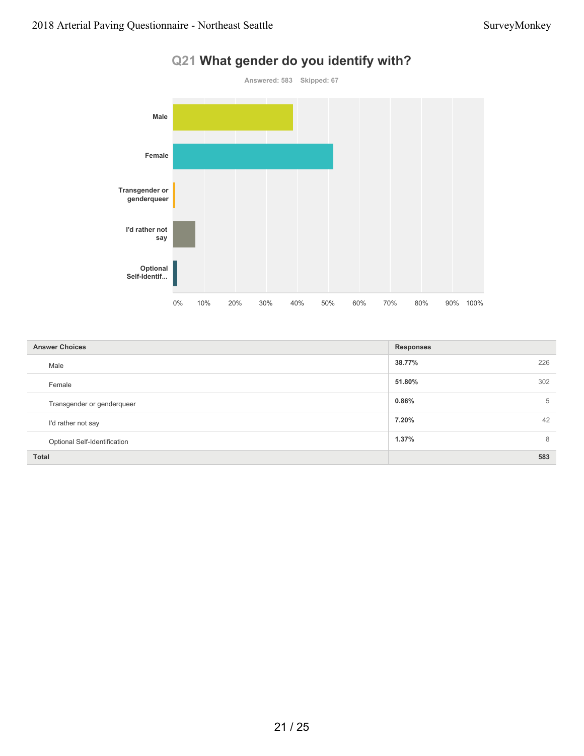## Q21 What gender do you identify with?

Answered: 583    Skipped: 67

| Answer Choices | Responses | |
|---|---|---|
| Male | 38.77% | 226 |
| Female | 51.80% | 302 |
| Transgender or genderqueer | 0.86% | 5 |
| I'd rather not say | 7.20% | 42 |
| Optional Self-Identification | 1.37% | 8 |
| **Total** | | **583** |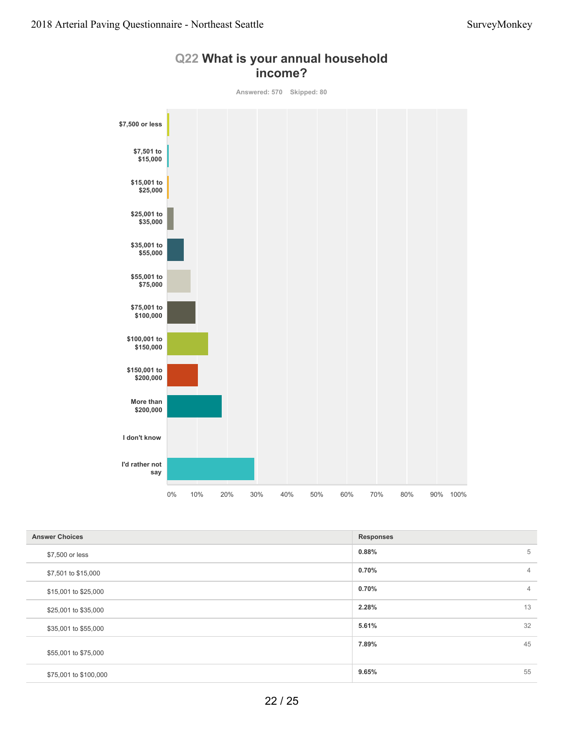## Q22 What is your annual household income?

Answered: 570 Skipped: 80

| Answer Choices | Responses | |
|---|---|---|
| $7,500 or less | 0.88% | 5 |
| $7,501 to $15,000 | 0.70% | 4 |
| $15,001 to $25,000 | 0.70% | 4 |
| $25,001 to $35,000 | 2.28% | 13 |
| $35,001 to $55,000 | 5.61% | 32 |
| $55,001 to $75,000 | 7.89% | 45 |
| $75,001 to $100,000 | 9.65% | 55 |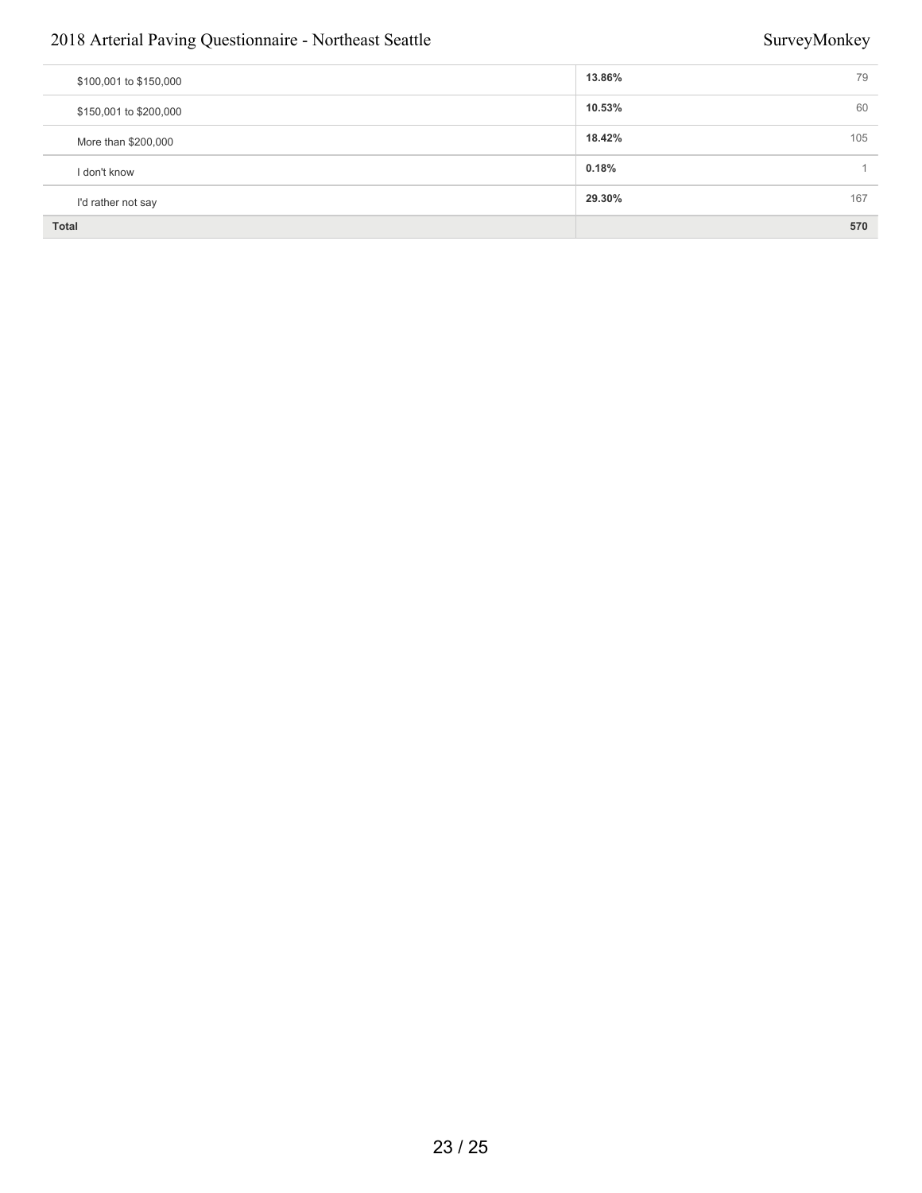| | | |
|---|---|---|
| $100,001 to $150,000 | **13.86%** | 79 |
| $150,001 to $200,000 | **10.53%** | 60 |
| More than $200,000 | **18.42%** | 105 |
| I don't know | **0.18%** | 1 |
| I'd rather not say | **29.30%** | 167 |
| **Total** | | **570** |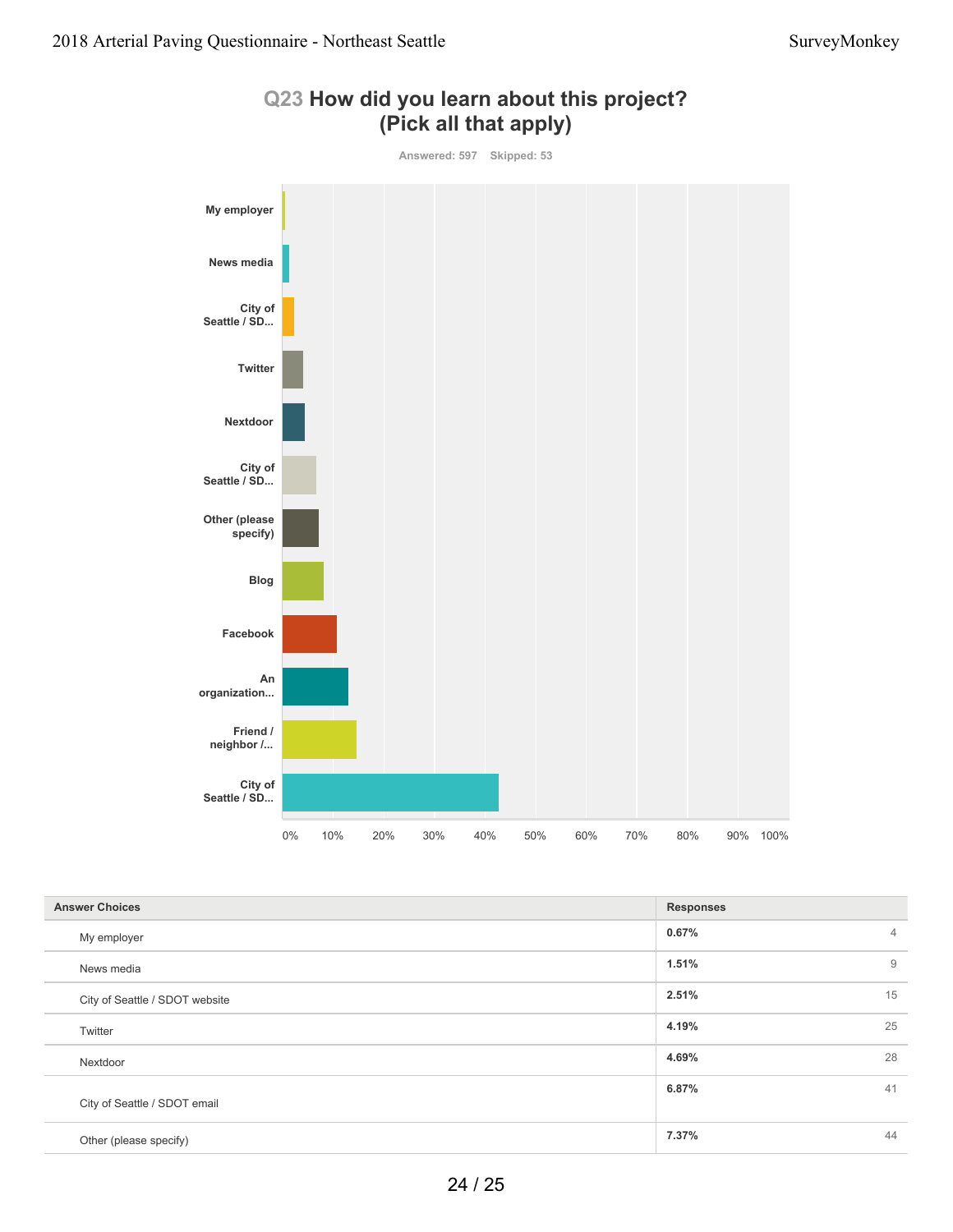## Q23 How did you learn about this project? (Pick all that apply)

Answered: 597    Skipped: 53

| Answer Choices | Responses | |
|---|---|---|
| My employer | 0.67% | 4 |
| News media | 1.51% | 9 |
| City of Seattle / SDOT website | 2.51% | 15 |
| Twitter | 4.19% | 25 |
| Nextdoor | 4.69% | 28 |
| City of Seattle / SDOT email | 6.87% | 41 |
| Other (please specify) | 7.37% | 44 |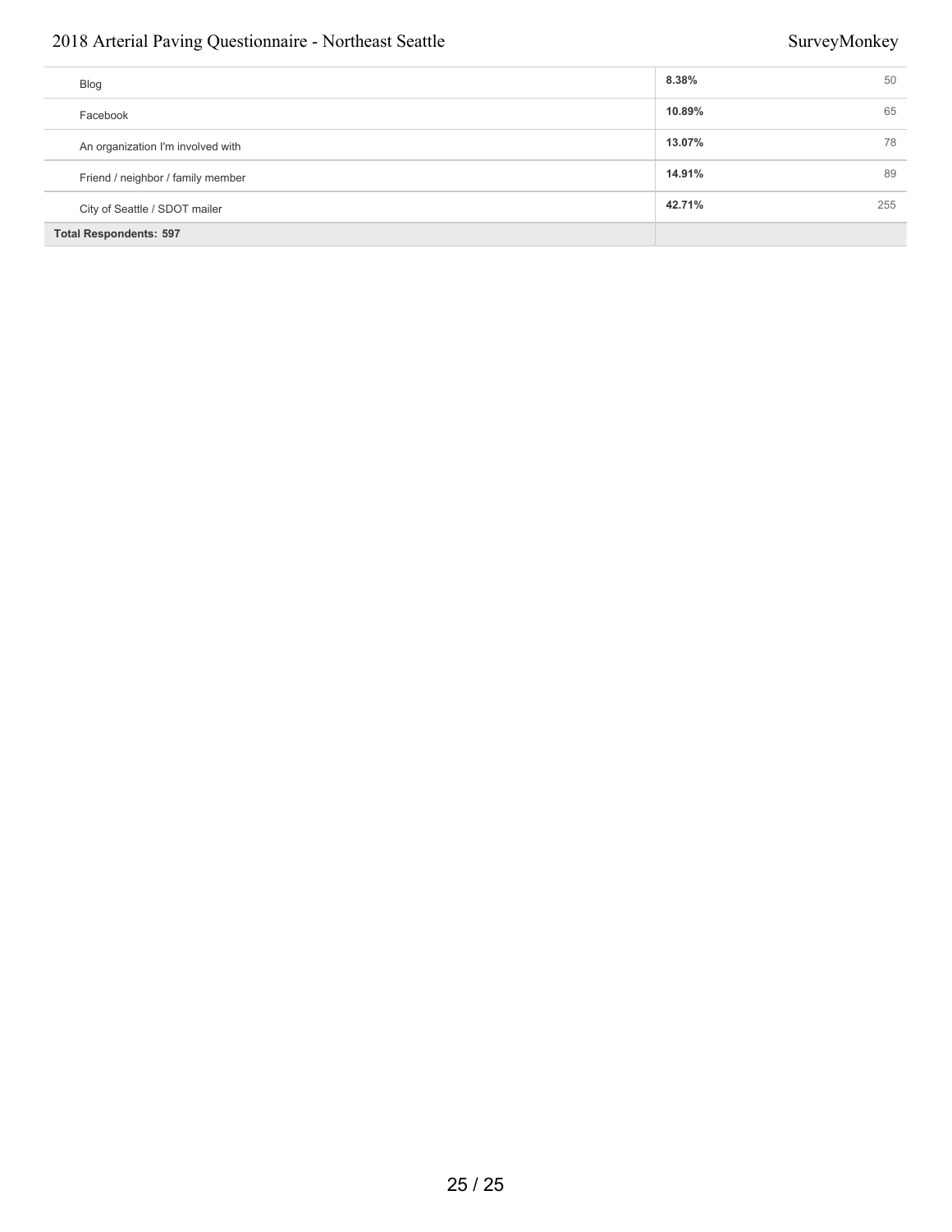| | | |
|---|---|---|
| Blog | **8.38%** | 50 |
| Facebook | **10.89%** | 65 |
| An organization I'm involved with | **13.07%** | 78 |
| Friend / neighbor / family member | **14.91%** | 89 |
| City of Seattle / SDOT mailer | **42.71%** | 255 |
| **Total Respondents: 597** | | |